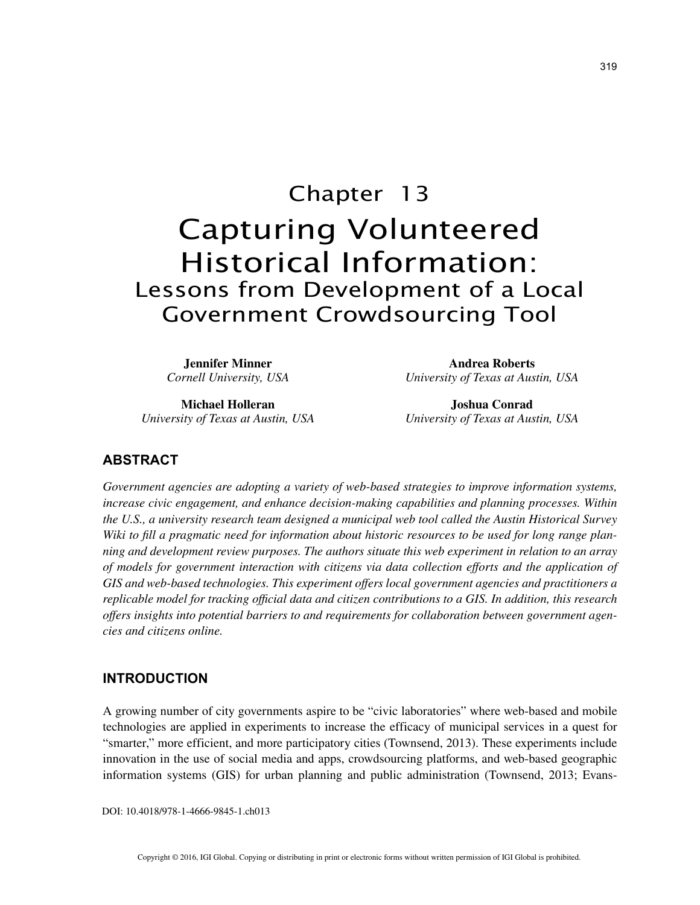# Chapter 13

# Capturing Volunteered Historical Information:

## Lessons from Development of a Local Government Crowdsourcing Tool

**Jennifer Minner**
*Cornell University, USA*

**Andrea Roberts**
*University of Texas at Austin, USA*

**Michael Holleran**
*University of Texas at Austin, USA*

**Joshua Conrad**
*University of Texas at Austin, USA*

## ABSTRACT

*Government agencies are adopting a variety of web-based strategies to improve information systems, increase civic engagement, and enhance decision-making capabilities and planning processes. Within the U.S., a university research team designed a municipal web tool called the Austin Historical Survey Wiki to fill a pragmatic need for information about historic resources to be used for long range planning and development review purposes. The authors situate this web experiment in relation to an array of models for government interaction with citizens via data collection efforts and the application of GIS and web-based technologies. This experiment offers local government agencies and practitioners a replicable model for tracking official data and citizen contributions to a GIS. In addition, this research offers insights into potential barriers to and requirements for collaboration between government agencies and citizens online.*

## INTRODUCTION

A growing number of city governments aspire to be "civic laboratories" where web-based and mobile technologies are applied in experiments to increase the efficacy of municipal services in a quest for "smarter," more efficient, and more participatory cities (Townsend, 2013). These experiments include innovation in the use of social media and apps, crowdsourcing platforms, and web-based geographic information systems (GIS) for urban planning and public administration (Townsend, 2013; Evans-

DOI: 10.4018/978-1-4666-9845-1.ch013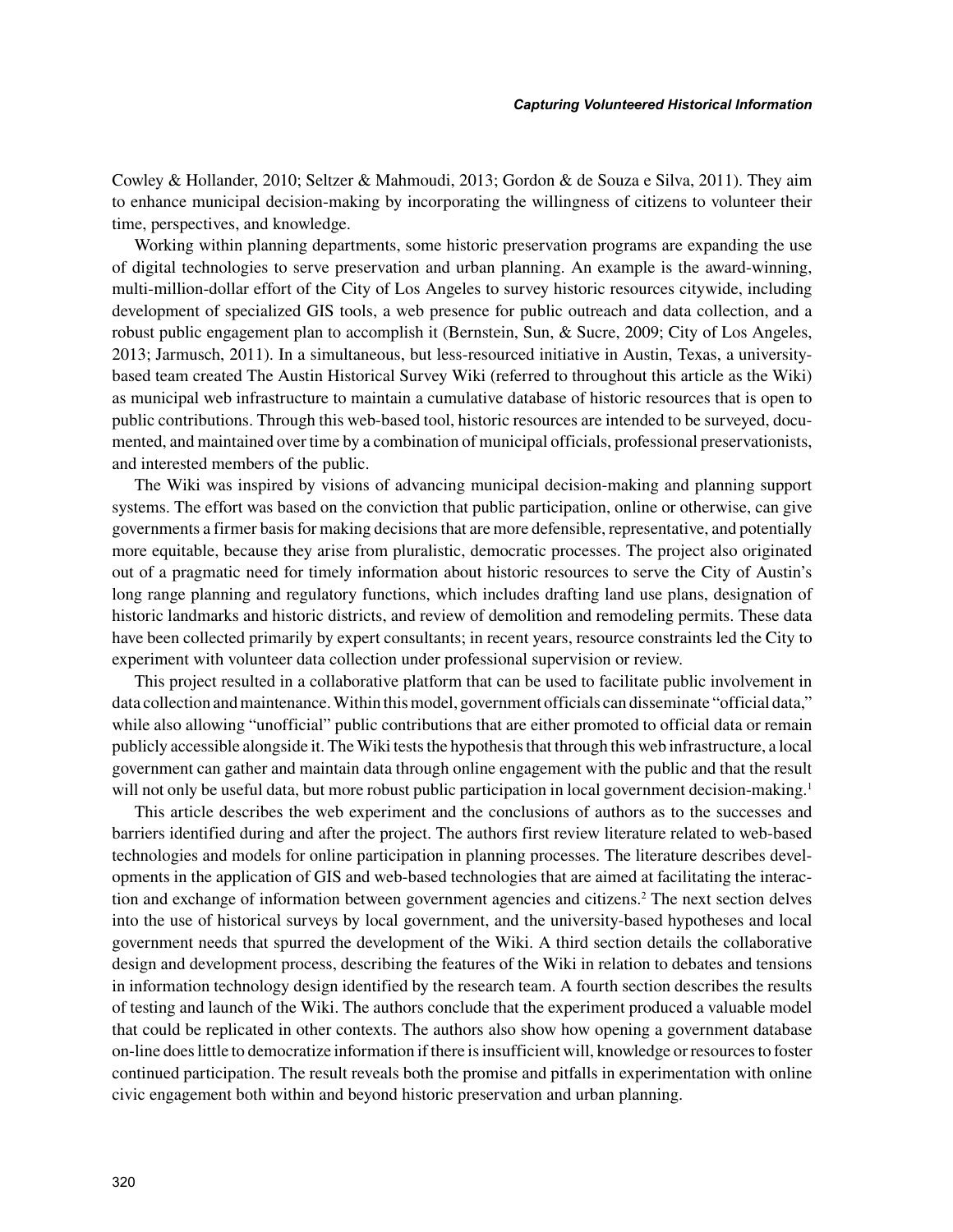Cowley & Hollander, 2010; Seltzer & Mahmoudi, 2013; Gordon & de Souza e Silva, 2011). They aim to enhance municipal decision-making by incorporating the willingness of citizens to volunteer their time, perspectives, and knowledge.

Working within planning departments, some historic preservation programs are expanding the use of digital technologies to serve preservation and urban planning. An example is the award-winning, multi-million-dollar effort of the City of Los Angeles to survey historic resources citywide, including development of specialized GIS tools, a web presence for public outreach and data collection, and a robust public engagement plan to accomplish it (Bernstein, Sun, & Sucre, 2009; City of Los Angeles, 2013; Jarmusch, 2011). In a simultaneous, but less-resourced initiative in Austin, Texas, a university-based team created The Austin Historical Survey Wiki (referred to throughout this article as the Wiki) as municipal web infrastructure to maintain a cumulative database of historic resources that is open to public contributions. Through this web-based tool, historic resources are intended to be surveyed, documented, and maintained over time by a combination of municipal officials, professional preservationists, and interested members of the public.

The Wiki was inspired by visions of advancing municipal decision-making and planning support systems. The effort was based on the conviction that public participation, online or otherwise, can give governments a firmer basis for making decisions that are more defensible, representative, and potentially more equitable, because they arise from pluralistic, democratic processes. The project also originated out of a pragmatic need for timely information about historic resources to serve the City of Austin's long range planning and regulatory functions, which includes drafting land use plans, designation of historic landmarks and historic districts, and review of demolition and remodeling permits. These data have been collected primarily by expert consultants; in recent years, resource constraints led the City to experiment with volunteer data collection under professional supervision or review.

This project resulted in a collaborative platform that can be used to facilitate public involvement in data collection and maintenance. Within this model, government officials can disseminate "official data," while also allowing "unofficial" public contributions that are either promoted to official data or remain publicly accessible alongside it. The Wiki tests the hypothesis that through this web infrastructure, a local government can gather and maintain data through online engagement with the public and that the result will not only be useful data, but more robust public participation in local government decision-making.[1]

This article describes the web experiment and the conclusions of authors as to the successes and barriers identified during and after the project. The authors first review literature related to web-based technologies and models for online participation in planning processes. The literature describes developments in the application of GIS and web-based technologies that are aimed at facilitating the interaction and exchange of information between government agencies and citizens.[2] The next section delves into the use of historical surveys by local government, and the university-based hypotheses and local government needs that spurred the development of the Wiki. A third section details the collaborative design and development process, describing the features of the Wiki in relation to debates and tensions in information technology design identified by the research team. A fourth section describes the results of testing and launch of the Wiki. The authors conclude that the experiment produced a valuable model that could be replicated in other contexts. The authors also show how opening a government database on-line does little to democratize information if there is insufficient will, knowledge or resources to foster continued participation. The result reveals both the promise and pitfalls in experimentation with online civic engagement both within and beyond historic preservation and urban planning.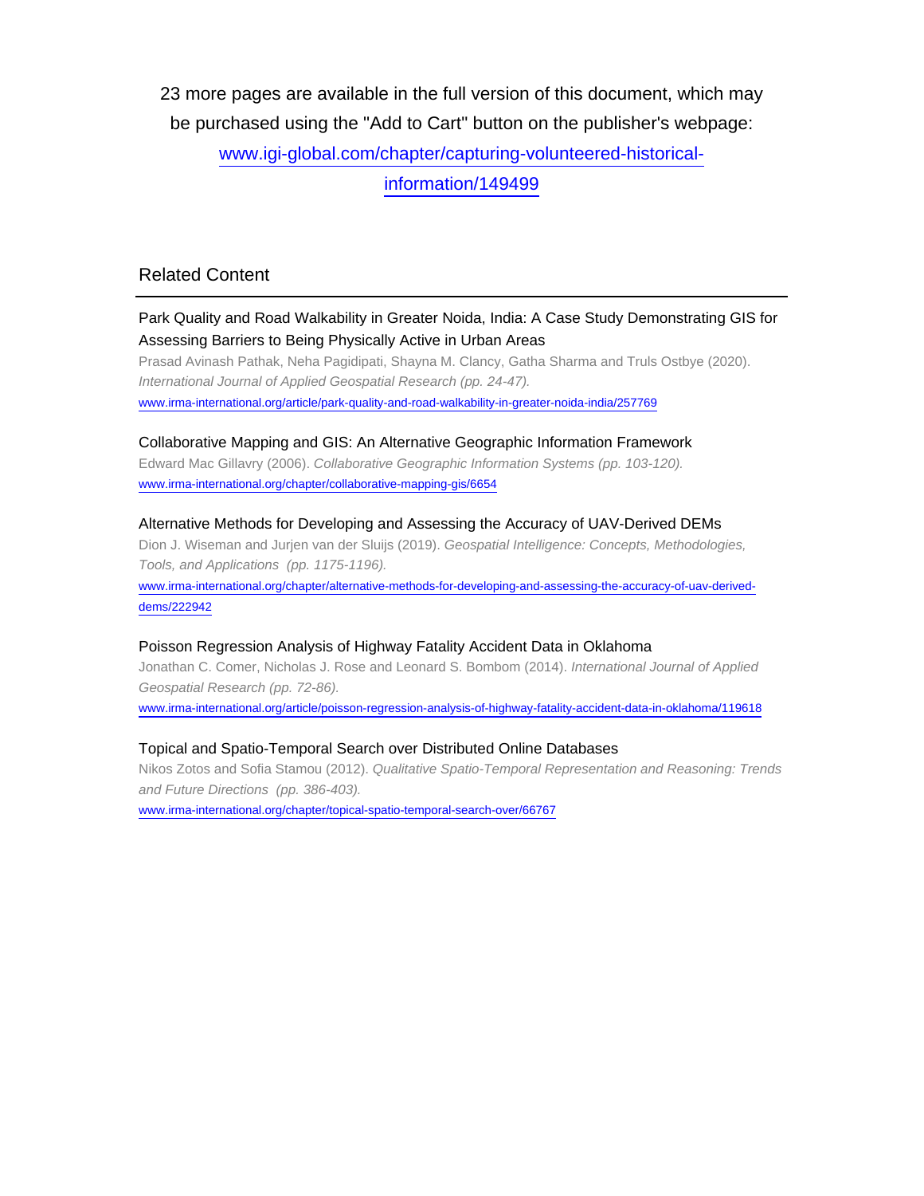23 more pages are available in the full version of this document, which may be purchased using the "Add to Cart" button on the publisher's webpage: [www.igi-global.com/chapter/capturing-volunteered-historical-information/149499](http://www.igi-global.com/chapter/capturing-volunteered-historical-information/149499)

## Related Content

**Park Quality and Road Walkability in Greater Noida, India: A Case Study Demonstrating GIS for Assessing Barriers to Being Physically Active in Urban Areas**
Prasad Avinash Pathak, Neha Pagidipati, Shayna M. Clancy, Gatha Sharma and Truls Ostbye (2020). *International Journal of Applied Geospatial Research (pp. 24-47).*
[www.irma-international.org/article/park-quality-and-road-walkability-in-greater-noida-india/257769](http://www.irma-international.org/article/park-quality-and-road-walkability-in-greater-noida-india/257769)

**Collaborative Mapping and GIS: An Alternative Geographic Information Framework**
Edward Mac Gillavry (2006). *Collaborative Geographic Information Systems (pp. 103-120).*
[www.irma-international.org/chapter/collaborative-mapping-gis/6654](http://www.irma-international.org/chapter/collaborative-mapping-gis/6654)

**Alternative Methods for Developing and Assessing the Accuracy of UAV-Derived DEMs**
Dion J. Wiseman and Jurjen van der Sluijs (2019). *Geospatial Intelligence: Concepts, Methodologies, Tools, and Applications (pp. 1175-1196).*
[www.irma-international.org/chapter/alternative-methods-for-developing-and-assessing-the-accuracy-of-uav-derived-dems/222942](http://www.irma-international.org/chapter/alternative-methods-for-developing-and-assessing-the-accuracy-of-uav-derived-dems/222942)

**Poisson Regression Analysis of Highway Fatality Accident Data in Oklahoma**
Jonathan C. Comer, Nicholas J. Rose and Leonard S. Bombom (2014). *International Journal of Applied Geospatial Research (pp. 72-86).*
[www.irma-international.org/article/poisson-regression-analysis-of-highway-fatality-accident-data-in-oklahoma/119618](http://www.irma-international.org/article/poisson-regression-analysis-of-highway-fatality-accident-data-in-oklahoma/119618)

**Topical and Spatio-Temporal Search over Distributed Online Databases**
Nikos Zotos and Sofia Stamou (2012). *Qualitative Spatio-Temporal Representation and Reasoning: Trends and Future Directions (pp. 386-403).*
[www.irma-international.org/chapter/topical-spatio-temporal-search-over/66767](http://www.irma-international.org/chapter/topical-spatio-temporal-search-over/66767)